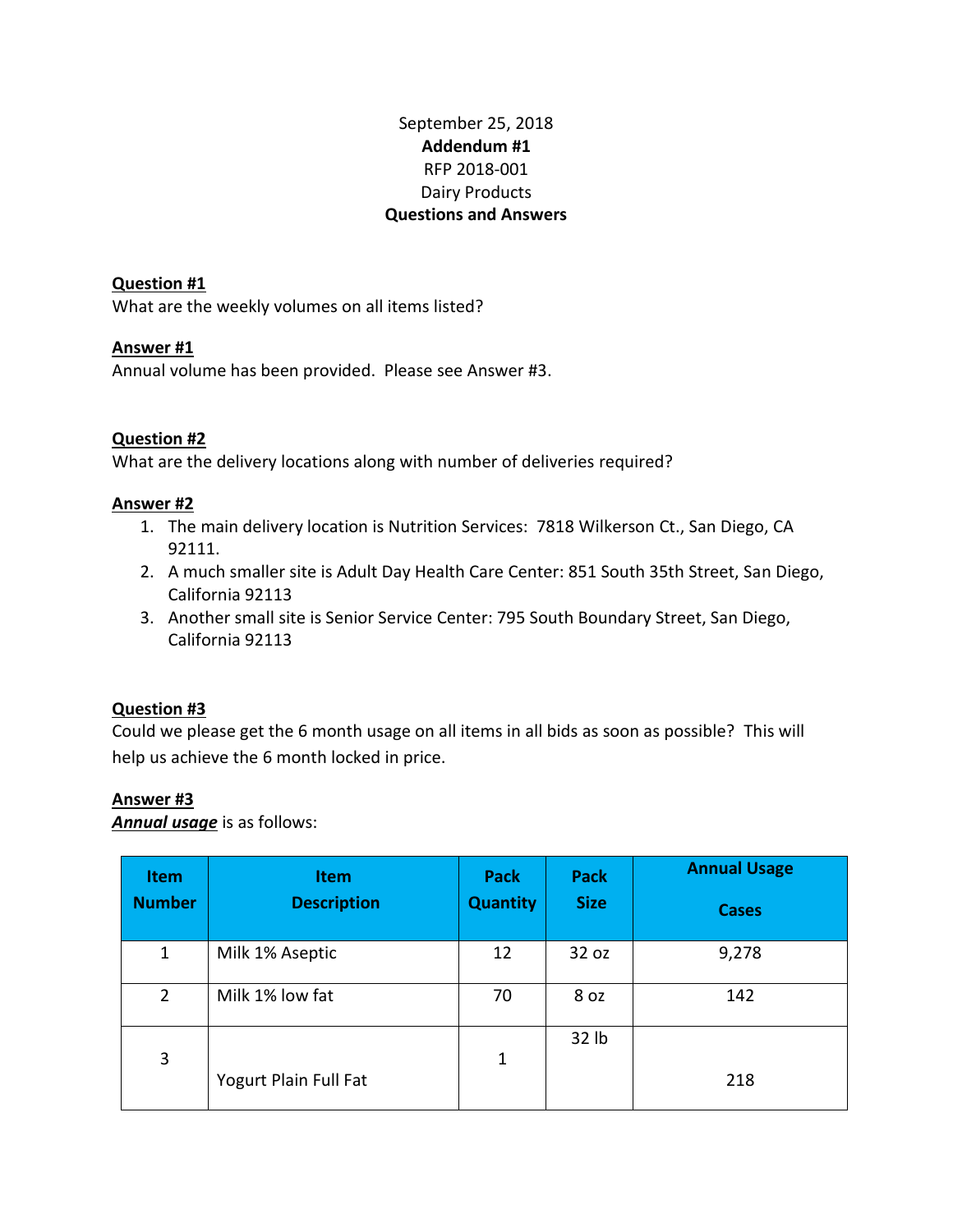September 25, 2018

**Addendum #1**

RFP 2018-001

Dairy Products

**Questions and Answers**

**Question #1**

What are the weekly volumes on all items listed?

**Answer #1**

Annual volume has been provided. Please see Answer #3.

**Question #2**

What are the delivery locations along with number of deliveries required?

**Answer #2**

1. The main delivery location is Nutrition Services: 7818 Wilkerson Ct., San Diego, CA 92111.
2. A much smaller site is Adult Day Health Care Center: 851 South 35th Street, San Diego, California 92113
3. Another small site is Senior Service Center: 795 South Boundary Street, San Diego, California 92113

**Question #3**

Could we please get the 6 month usage on all items in all bids as soon as possible? This will help us achieve the 6 month locked in price.

**Answer #3**

***Annual usage*** is as follows:

| Item Number | Item Description | Pack Quantity | Pack Size | Annual Usage Cases |
|---|---|---|---|---|
| 1 | Milk 1% Aseptic | 12 | 32 oz | 9,278 |
| 2 | Milk 1% low fat | 70 | 8 oz | 142 |
| 3 | Yogurt Plain Full Fat | 1 | 32 lb | 218 |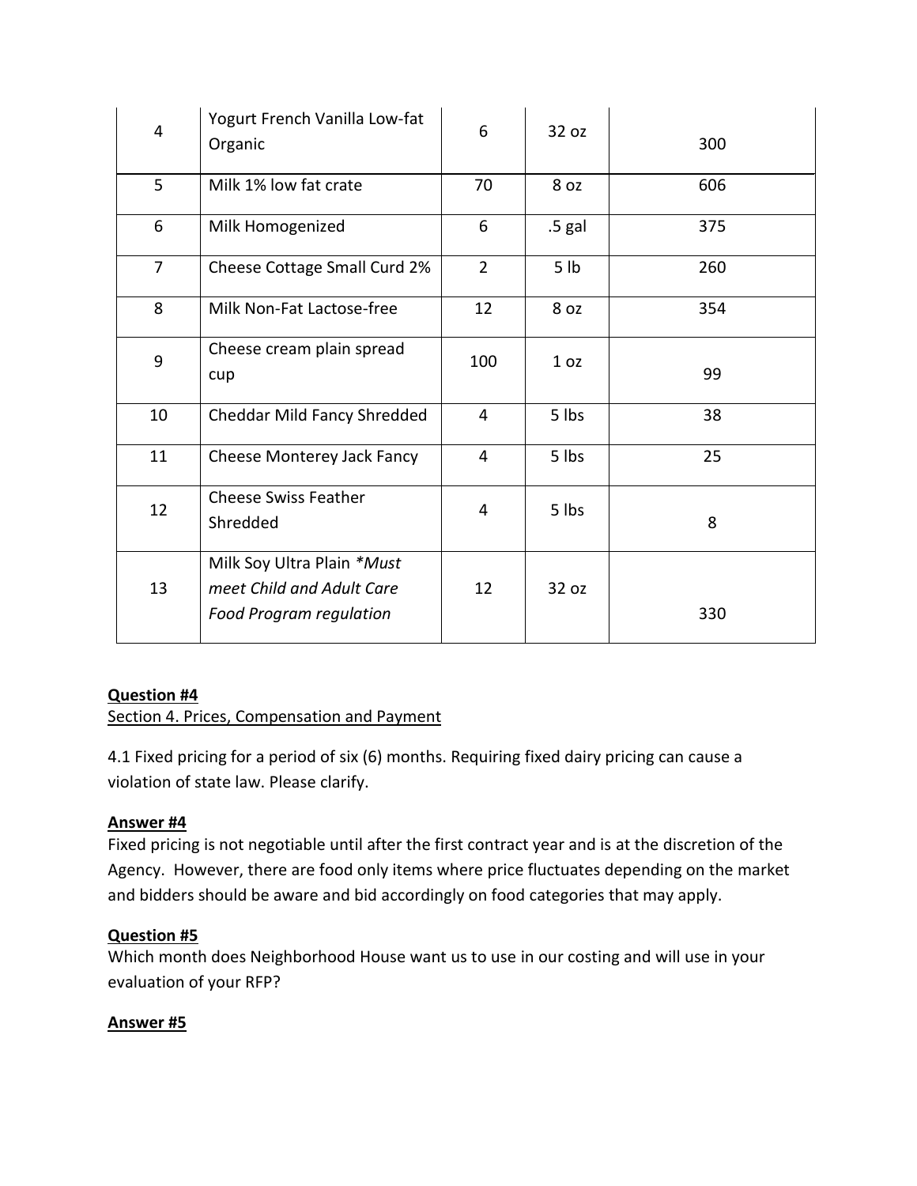| | | | | |
|---|---|---|---|---|
| 4 | Yogurt French Vanilla Low-fat Organic | 6 | 32 oz | 300 |
| 5 | Milk 1% low fat crate | 70 | 8 oz | 606 |
| 6 | Milk Homogenized | 6 | .5 gal | 375 |
| 7 | Cheese Cottage Small Curd 2% | 2 | 5 lb | 260 |
| 8 | Milk Non-Fat Lactose-free | 12 | 8 oz | 354 |
| 9 | Cheese cream plain spread cup | 100 | 1 oz | 99 |
| 10 | Cheddar Mild Fancy Shredded | 4 | 5 lbs | 38 |
| 11 | Cheese Monterey Jack Fancy | 4 | 5 lbs | 25 |
| 12 | Cheese Swiss Feather Shredded | 4 | 5 lbs | 8 |
| 13 | Milk Soy Ultra Plain *\*Must meet Child and Adult Care Food Program regulation* | 12 | 32 oz | 330 |

**Question #4**

Section 4. Prices, Compensation and Payment

4.1 Fixed pricing for a period of six (6) months. Requiring fixed dairy pricing can cause a violation of state law. Please clarify.

**Answer #4**

Fixed pricing is not negotiable until after the first contract year and is at the discretion of the Agency. However, there are food only items where price fluctuates depending on the market and bidders should be aware and bid accordingly on food categories that may apply.

**Question #5**

Which month does Neighborhood House want us to use in our costing and will use in your evaluation of your RFP?

**Answer #5**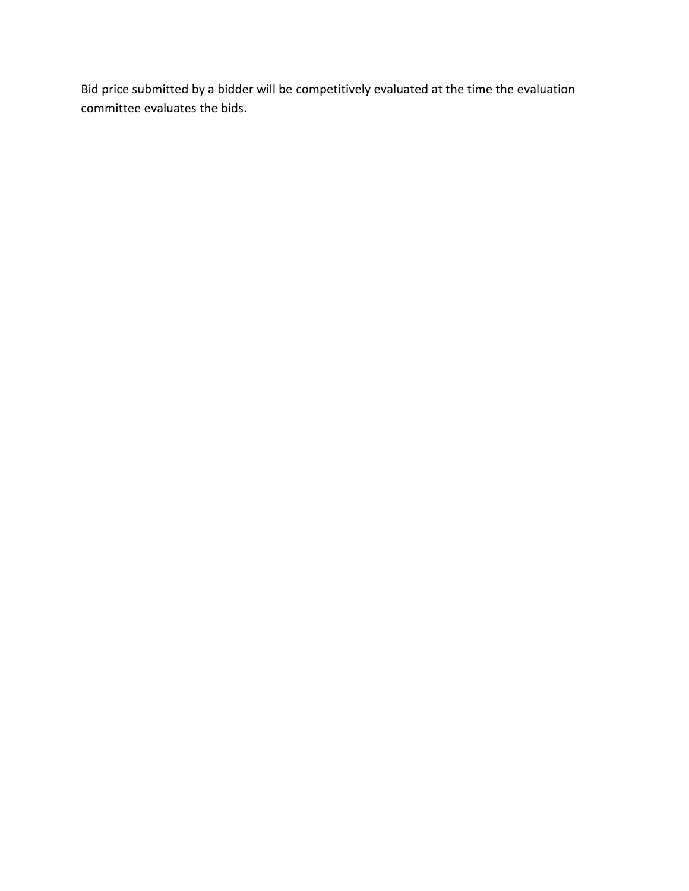Bid price submitted by a bidder will be competitively evaluated at the time the evaluation committee evaluates the bids.